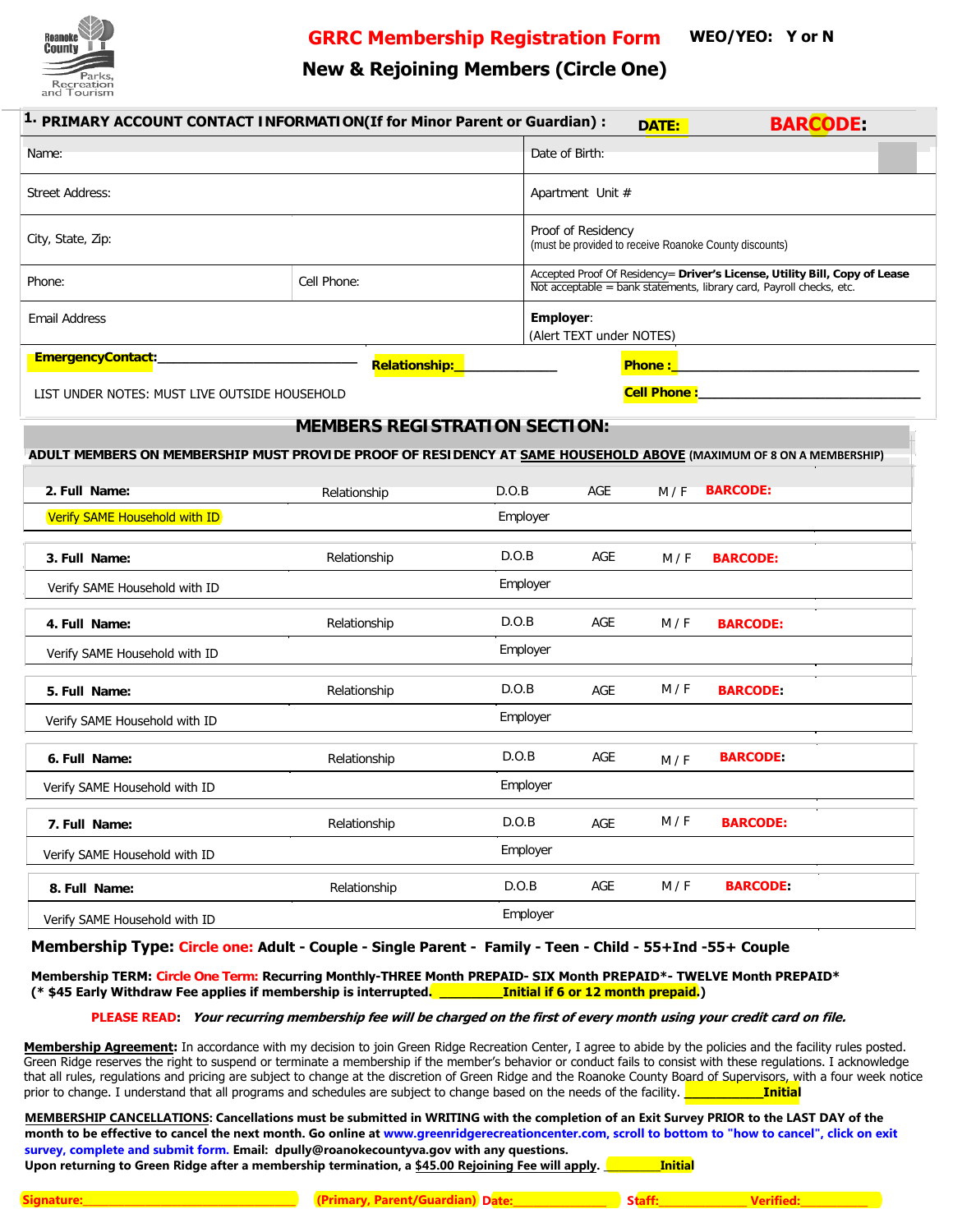Roanoke County Parks, Recreation and Tourism

# GRRC Membership Registration Form

**WEO/YEO: Y or N**

## New & Rejoining Members (Circle One)

**1. PRIMARY ACCOUNT CONTACT INFORMATION(If for Minor Parent or Guardian) :** **DATE:** **BARCODE:**

| | | |
|---|---|---|
| Name: | | Date of Birth: |
| Street Address: | | Apartment Unit # |
| City, State, Zip: | | Proof of Residency (must be provided to receive Roanoke County discounts) |
| Phone: | Cell Phone: | Accepted Proof Of Residency= **Driver's License, Utility Bill, Copy of Lease** Not acceptable = bank statements, library card, Payroll checks, etc. |
| Email Address | | **Employer**: (Alert TEXT under NOTES) |

**EmergencyContact:**______________________ **Relationship:**____________ **Phone :**______________________

LIST UNDER NOTES: MUST LIVE OUTSIDE HOUSEHOLD **Cell Phone :**______________________

## MEMBERS REGISTRATION SECTION:

**ADULT MEMBERS ON MEMBERSHIP MUST PROVIDE PROOF OF RESIDENCY AT SAME HOUSEHOLD ABOVE** **(MAXIMUM OF 8 ON A MEMBERSHIP)**

| | | | | | |
|---|---|---|---|---|---|
| **2. Full Name:** | Relationship | D.O.B | AGE | M / F | **BARCODE:** |
| Verify SAME Household with ID | | Employer | | | |
| **3. Full Name:** | Relationship | D.O.B | AGE | M / F | **BARCODE:** |
| Verify SAME Household with ID | | Employer | | | |
| **4. Full Name:** | Relationship | D.O.B | AGE | M / F | **BARCODE:** |
| Verify SAME Household with ID | | Employer | | | |
| **5. Full Name:** | Relationship | D.O.B | AGE | M / F | **BARCODE:** |
| Verify SAME Household with ID | | Employer | | | |
| **6. Full Name:** | Relationship | D.O.B | AGE | M / F | **BARCODE:** |
| Verify SAME Household with ID | | Employer | | | |
| **7. Full Name:** | Relationship | D.O.B | AGE | M / F | **BARCODE:** |
| Verify SAME Household with ID | | Employer | | | |
| **8. Full Name:** | Relationship | D.O.B | AGE | M / F | **BARCODE:** |
| Verify SAME Household with ID | | Employer | | | |

**Membership Type: Circle one: Adult - Couple - Single Parent - Family - Teen - Child - 55+Ind -55+ Couple**

**Membership TERM: Circle One Term: Recurring Monthly-THREE Month PREPAID- SIX Month PREPAID*- TWELVE Month PREPAID***
**(* $45 Early Withdraw Fee applies if membership is interrupted. __________Initial if 6 or 12 month prepaid.)**

**PLEASE READ:** ***Your recurring membership fee will be charged on the first of every month using your credit card on file.***

**Membership Agreement:** In accordance with my decision to join Green Ridge Recreation Center, I agree to abide by the policies and the facility rules posted. Green Ridge reserves the right to suspend or terminate a membership if the member's behavior or conduct fails to consist with these regulations. I acknowledge that all rules, regulations and pricing are subject to change at the discretion of Green Ridge and the Roanoke County Board of Supervisors, with a four week notice prior to change. I understand that all programs and schedules are subject to change based on the needs of the facility. ____________**Initial**

**MEMBERSHIP CANCELLATIONS: Cancellations must be submitted in WRITING with the completion of an Exit Survey PRIOR to the LAST DAY of the month to be effective to cancel the next month. Go online at www.greenridgerecreationcenter.com, scroll to bottom to "how to cancel", click on exit survey, complete and submit form. Email: dpully@roanokecountyva.gov with any questions.**
**Upon returning to Green Ridge after a membership termination, a $45.00 Rejoining Fee will apply. _________Initial**

**Signature:**______________________________ **(Primary, Parent/Guardian) Date:**______________ **Staff:**____________ **Verified:**__________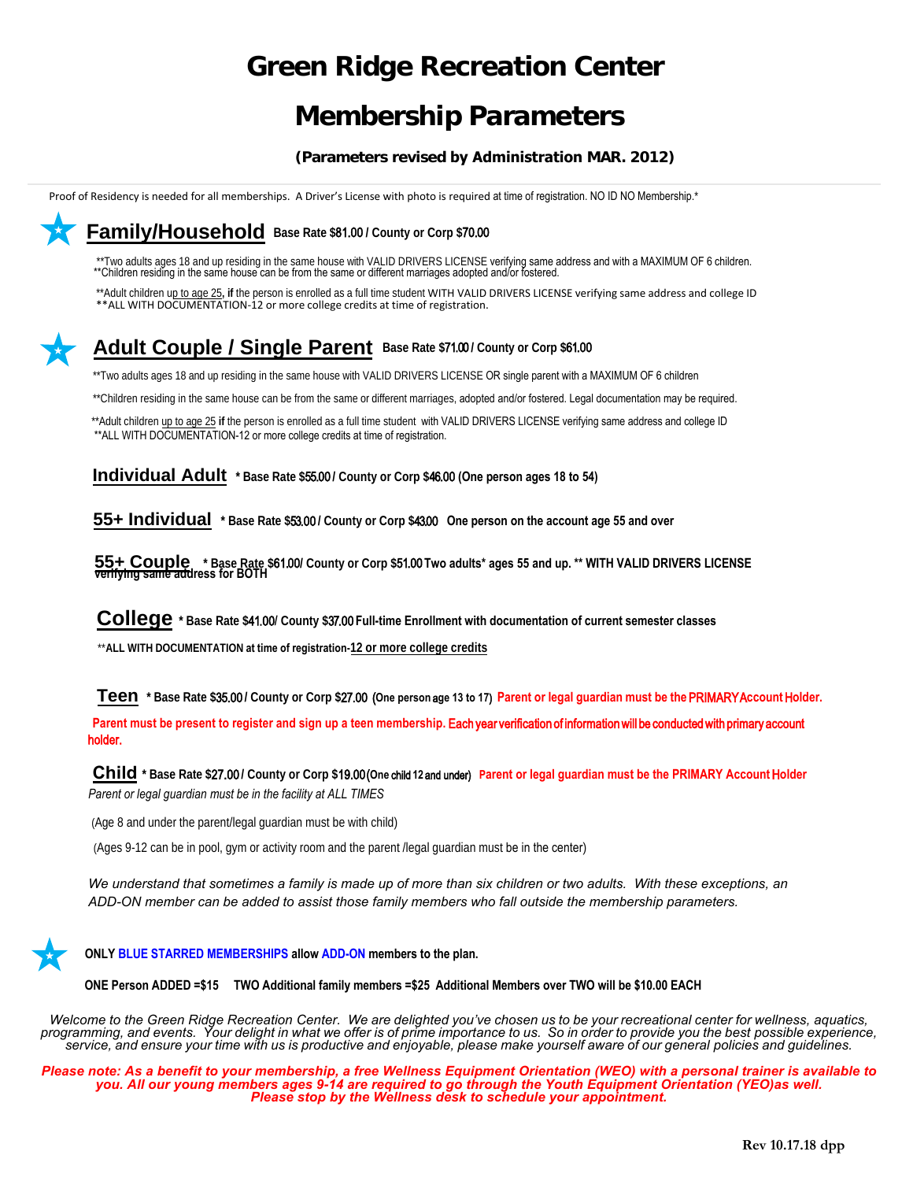# Green Ridge Recreation Center

# Membership Parameters

**(Parameters revised by Administration MAR. 2012)**

Proof of Residency is needed for all memberships. A Driver's License with photo is required at time of registration. NO ID NO Membership.*

## ★ Family/Household **Base Rate $81.00 / County or Corp $70.00**

**Two adults ages 18 and up residing in the same house with VALID DRIVERS LICENSE verifying same address and with a MAXIMUM OF 6 children.
**Children residing in the same house can be from the same or different marriages adopted and/or fostered.

**Adult children up to age 25, **if** the person is enrolled as a full time student WITH VALID DRIVERS LICENSE verifying same address and college ID
**ALL WITH DOCUMENTATION-12 or more college credits at time of registration.

## ★ Adult Couple / Single Parent **Base Rate $71.00 / County or Corp $61.00**

**Two adults ages 18 and up residing in the same house with VALID DRIVERS LICENSE OR single parent with a MAXIMUM OF 6 children

**Children residing in the same house can be from the same or different marriages, adopted and/or fostered. Legal documentation may be required.

**Adult children up to age 25 **if** the person is enrolled as a full time student with VALID DRIVERS LICENSE verifying same address and college ID
**ALL WITH DOCUMENTATION-12 or more college credits at time of registration.

## Individual Adult **\* Base Rate $55.00 / County or Corp $46.00 (One person ages 18 to 54)**

## 55+ Individual **\* Base Rate $53.00 / County or Corp $43.00 One person on the account age 55 and over**

## 55+ Couple **\* Base Rate $61.00/ County or Corp $51.00 Two adults\* ages 55 and up. \*\* WITH VALID DRIVERS LICENSE verifying same address for BOTH**

## College **\* Base Rate $41.00/ County $37.00 Full-time Enrollment with documentation of current semester classes**

**ALL WITH DOCUMENTATION at time of registration-12 or more college credits**

## Teen **\* Base Rate $35.00 / County or Corp $27.00 (One person age 13 to 17) Parent or legal guardian must be the PRIMARY Account Holder.**

**Parent must be present to register and sign up a teen membership. Each year verification of information will be conducted with primary account holder.**

## Child **\* Base Rate $27.00 / County or Corp $19.00 (One child 12 and under) Parent or legal guardian must be the PRIMARY Account Holder**

*Parent or legal guardian must be in the facility at ALL TIMES*

(Age 8 and under the parent/legal guardian must be with child)

(Ages 9-12 can be in pool, gym or activity room and the parent /legal guardian must be in the center)

*We understand that sometimes a family is made up of more than six children or two adults. With these exceptions, an ADD-ON member can be added to assist those family members who fall outside the membership parameters.*

★ **ONLY BLUE STARRED MEMBERSHIPS allow ADD-ON members to the plan.**

**ONE Person ADDED =$15 TWO Additional family members =$25 Additional Members over TWO will be $10.00 EACH**

*Welcome to the Green Ridge Recreation Center. We are delighted you've chosen us to be your recreational center for wellness, aquatics, programming, and events. Your delight in what we offer is of prime importance to us. So in order to provide you the best possible experience, service, and ensure your time with us is productive and enjoyable, please make yourself aware of our general policies and guidelines.*

***Please note: As a benefit to your membership, a free Wellness Equipment Orientation (WEO) with a personal trainer is available to you. All our young members ages 9-14 are required to go through the Youth Equipment Orientation (YEO)as well. Please stop by the Wellness desk to schedule your appointment.***

Rev 10.17.18 dpp